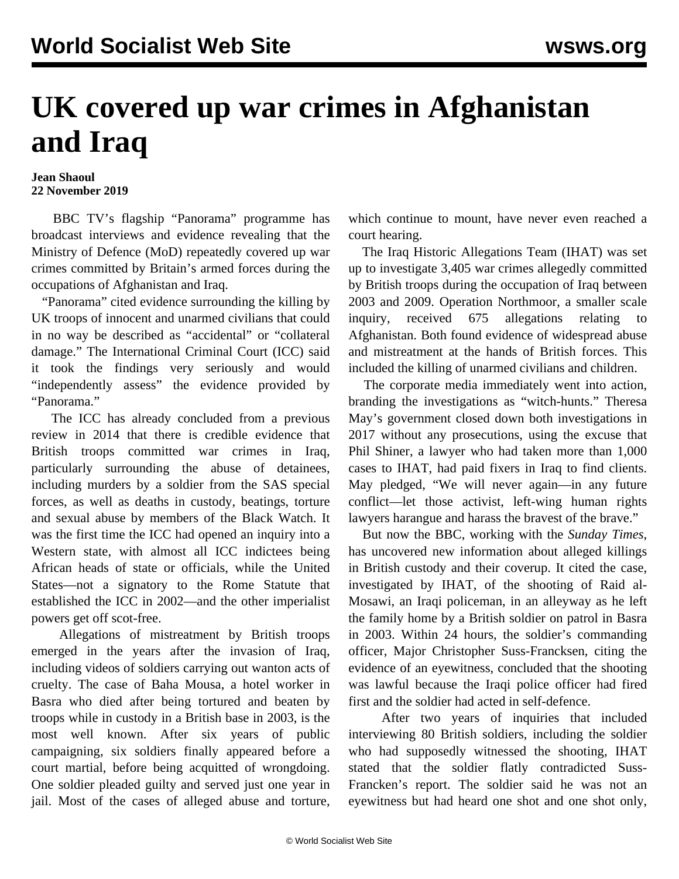# UK covered up war crimes in Afghanistan and Iraq

**Jean Shaoul**
**22 November 2019**

BBC TV's flagship "Panorama" programme has broadcast interviews and evidence revealing that the Ministry of Defence (MoD) repeatedly covered up war crimes committed by Britain's armed forces during the occupations of Afghanistan and Iraq.

"Panorama" cited evidence surrounding the killing by UK troops of innocent and unarmed civilians that could in no way be described as "accidental" or "collateral damage." The International Criminal Court (ICC) said it took the findings very seriously and would "independently assess" the evidence provided by "Panorama."

The ICC has already concluded from a previous review in 2014 that there is credible evidence that British troops committed war crimes in Iraq, particularly surrounding the abuse of detainees, including murders by a soldier from the SAS special forces, as well as deaths in custody, beatings, torture and sexual abuse by members of the Black Watch. It was the first time the ICC had opened an inquiry into a Western state, with almost all ICC indictees being African heads of state or officials, while the United States—not a signatory to the Rome Statute that established the ICC in 2002—and the other imperialist powers get off scot-free.

Allegations of mistreatment by British troops emerged in the years after the invasion of Iraq, including videos of soldiers carrying out wanton acts of cruelty. The case of Baha Mousa, a hotel worker in Basra who died after being tortured and beaten by troops while in custody in a British base in 2003, is the most well known. After six years of public campaigning, six soldiers finally appeared before a court martial, before being acquitted of wrongdoing. One soldier pleaded guilty and served just one year in jail. Most of the cases of alleged abuse and torture, which continue to mount, have never even reached a court hearing.

The Iraq Historic Allegations Team (IHAT) was set up to investigate 3,405 war crimes allegedly committed by British troops during the occupation of Iraq between 2003 and 2009. Operation Northmoor, a smaller scale inquiry, received 675 allegations relating to Afghanistan. Both found evidence of widespread abuse and mistreatment at the hands of British forces. This included the killing of unarmed civilians and children.

The corporate media immediately went into action, branding the investigations as "witch-hunts." Theresa May's government closed down both investigations in 2017 without any prosecutions, using the excuse that Phil Shiner, a lawyer who had taken more than 1,000 cases to IHAT, had paid fixers in Iraq to find clients. May pledged, "We will never again—in any future conflict—let those activist, left-wing human rights lawyers harangue and harass the bravest of the brave."

But now the BBC, working with the *Sunday Times*, has uncovered new information about alleged killings in British custody and their coverup. It cited the case, investigated by IHAT, of the shooting of Raid al-Mosawi, an Iraqi policeman, in an alleyway as he left the family home by a British soldier on patrol in Basra in 2003. Within 24 hours, the soldier's commanding officer, Major Christopher Suss-Francksen, citing the evidence of an eyewitness, concluded that the shooting was lawful because the Iraqi police officer had fired first and the soldier had acted in self-defence.

After two years of inquiries that included interviewing 80 British soldiers, including the soldier who had supposedly witnessed the shooting, IHAT stated that the soldier flatly contradicted Suss-Francken's report. The soldier said he was not an eyewitness but had heard one shot and one shot only,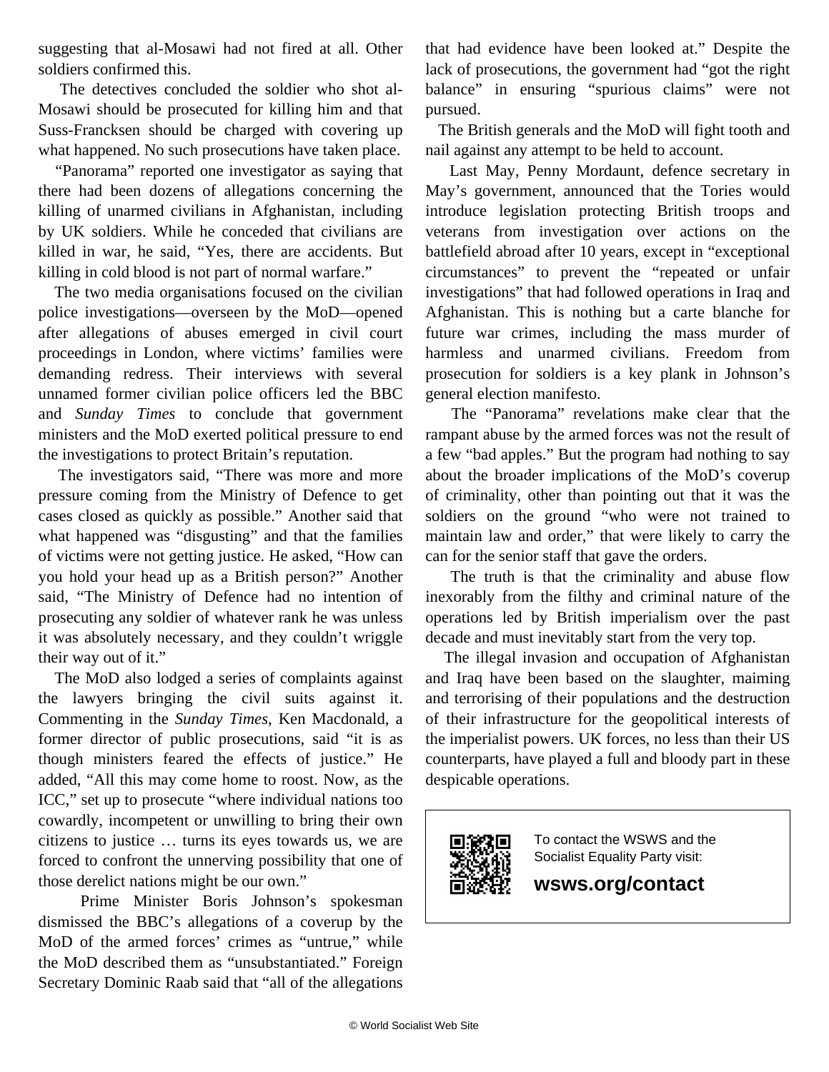suggesting that al-Mosawi had not fired at all. Other soldiers confirmed this.

The detectives concluded the soldier who shot al-Mosawi should be prosecuted for killing him and that Suss-Francksen should be charged with covering up what happened. No such prosecutions have taken place.

"Panorama" reported one investigator as saying that there had been dozens of allegations concerning the killing of unarmed civilians in Afghanistan, including by UK soldiers. While he conceded that civilians are killed in war, he said, "Yes, there are accidents. But killing in cold blood is not part of normal warfare."

The two media organisations focused on the civilian police investigations—overseen by the MoD—opened after allegations of abuses emerged in civil court proceedings in London, where victims' families were demanding redress. Their interviews with several unnamed former civilian police officers led the BBC and *Sunday Times* to conclude that government ministers and the MoD exerted political pressure to end the investigations to protect Britain's reputation.

The investigators said, "There was more and more pressure coming from the Ministry of Defence to get cases closed as quickly as possible." Another said that what happened was "disgusting" and that the families of victims were not getting justice. He asked, "How can you hold your head up as a British person?" Another said, "The Ministry of Defence had no intention of prosecuting any soldier of whatever rank he was unless it was absolutely necessary, and they couldn't wriggle their way out of it."

The MoD also lodged a series of complaints against the lawyers bringing the civil suits against it. Commenting in the *Sunday Times*, Ken Macdonald, a former director of public prosecutions, said "it is as though ministers feared the effects of justice." He added, "All this may come home to roost. Now, as the ICC," set up to prosecute "where individual nations too cowardly, incompetent or unwilling to bring their own citizens to justice … turns its eyes towards us, we are forced to confront the unnerving possibility that one of those derelict nations might be our own."

Prime Minister Boris Johnson's spokesman dismissed the BBC's allegations of a coverup by the MoD of the armed forces' crimes as "untrue," while the MoD described them as "unsubstantiated." Foreign Secretary Dominic Raab said that "all of the allegations that had evidence have been looked at." Despite the lack of prosecutions, the government had "got the right balance" in ensuring "spurious claims" were not pursued.

The British generals and the MoD will fight tooth and nail against any attempt to be held to account.

Last May, Penny Mordaunt, defence secretary in May's government, announced that the Tories would introduce legislation protecting British troops and veterans from investigation over actions on the battlefield abroad after 10 years, except in "exceptional circumstances" to prevent the "repeated or unfair investigations" that had followed operations in Iraq and Afghanistan. This is nothing but a carte blanche for future war crimes, including the mass murder of harmless and unarmed civilians. Freedom from prosecution for soldiers is a key plank in Johnson's general election manifesto.

The "Panorama" revelations make clear that the rampant abuse by the armed forces was not the result of a few "bad apples." But the program had nothing to say about the broader implications of the MoD's coverup of criminality, other than pointing out that it was the soldiers on the ground "who were not trained to maintain law and order," that were likely to carry the can for the senior staff that gave the orders.

The truth is that the criminality and abuse flow inexorably from the filthy and criminal nature of the operations led by British imperialism over the past decade and must inevitably start from the very top.

The illegal invasion and occupation of Afghanistan and Iraq have been based on the slaughter, maiming and terrorising of their populations and the destruction of their infrastructure for the geopolitical interests of the imperialist powers. UK forces, no less than their US counterparts, have played a full and bloody part in these despicable operations.

To contact the WSWS and the Socialist Equality Party visit:

**wsws.org/contact**